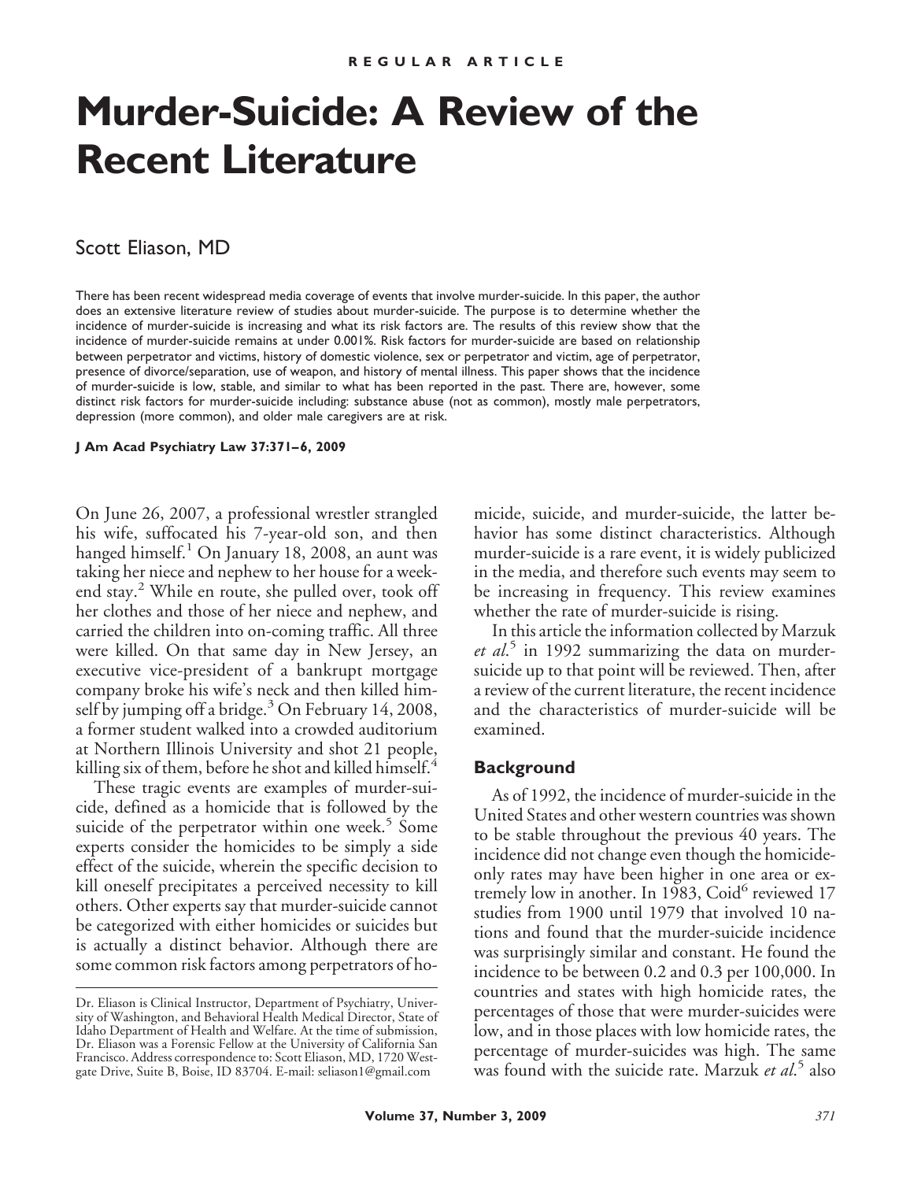REGULAR ARTICLE

# Murder-Suicide: A Review of the Recent Literature

Scott Eliason, MD

There has been recent widespread media coverage of events that involve murder-suicide. In this paper, the author does an extensive literature review of studies about murder-suicide. The purpose is to determine whether the incidence of murder-suicide is increasing and what its risk factors are. The results of this review show that the incidence of murder-suicide remains at under 0.001%. Risk factors for murder-suicide are based on relationship between perpetrator and victims, history of domestic violence, sex or perpetrator and victim, age of perpetrator, presence of divorce/separation, use of weapon, and history of mental illness. This paper shows that the incidence of murder-suicide is low, stable, and similar to what has been reported in the past. There are, however, some distinct risk factors for murder-suicide including: substance abuse (not as common), mostly male perpetrators, depression (more common), and older male caregivers are at risk.

**J Am Acad Psychiatry Law 37:371–6, 2009**

On June 26, 2007, a professional wrestler strangled his wife, suffocated his 7-year-old son, and then hanged himself.[1] On January 18, 2008, an aunt was taking her niece and nephew to her house for a weekend stay.[2] While en route, she pulled over, took off her clothes and those of her niece and nephew, and carried the children into on-coming traffic. All three were killed. On that same day in New Jersey, an executive vice-president of a bankrupt mortgage company broke his wife's neck and then killed himself by jumping off a bridge.[3] On February 14, 2008, a former student walked into a crowded auditorium at Northern Illinois University and shot 21 people, killing six of them, before he shot and killed himself.[4]

These tragic events are examples of murder-suicide, defined as a homicide that is followed by the suicide of the perpetrator within one week.[5] Some experts consider the homicides to be simply a side effect of the suicide, wherein the specific decision to kill oneself precipitates a perceived necessity to kill others. Other experts say that murder-suicide cannot be categorized with either homicides or suicides but is actually a distinct behavior. Although there are some common risk factors among perpetrators of homicide, suicide, and murder-suicide, the latter behavior has some distinct characteristics. Although murder-suicide is a rare event, it is widely publicized in the media, and therefore such events may seem to be increasing in frequency. This review examines whether the rate of murder-suicide is rising.

In this article the information collected by Marzuk *et al.*[5] in 1992 summarizing the data on murder-suicide up to that point will be reviewed. Then, after a review of the current literature, the recent incidence and the characteristics of murder-suicide will be examined.

## Background

As of 1992, the incidence of murder-suicide in the United States and other western countries was shown to be stable throughout the previous 40 years. The incidence did not change even though the homicide-only rates may have been higher in one area or extremely low in another. In 1983, Coid[6] reviewed 17 studies from 1900 until 1979 that involved 10 nations and found that the murder-suicide incidence was surprisingly similar and constant. He found the incidence to be between 0.2 and 0.3 per 100,000. In countries and states with high homicide rates, the percentages of those that were murder-suicides were low, and in those places with low homicide rates, the percentage of murder-suicides was high. The same was found with the suicide rate. Marzuk *et al.*[5] also

Dr. Eliason is Clinical Instructor, Department of Psychiatry, University of Washington, and Behavioral Health Medical Director, State of Idaho Department of Health and Welfare. At the time of submission, Dr. Eliason was a Forensic Fellow at the University of California San Francisco. Address correspondence to: Scott Eliason, MD, 1720 Westgate Drive, Suite B, Boise, ID 83704. E-mail: seliason1@gmail.com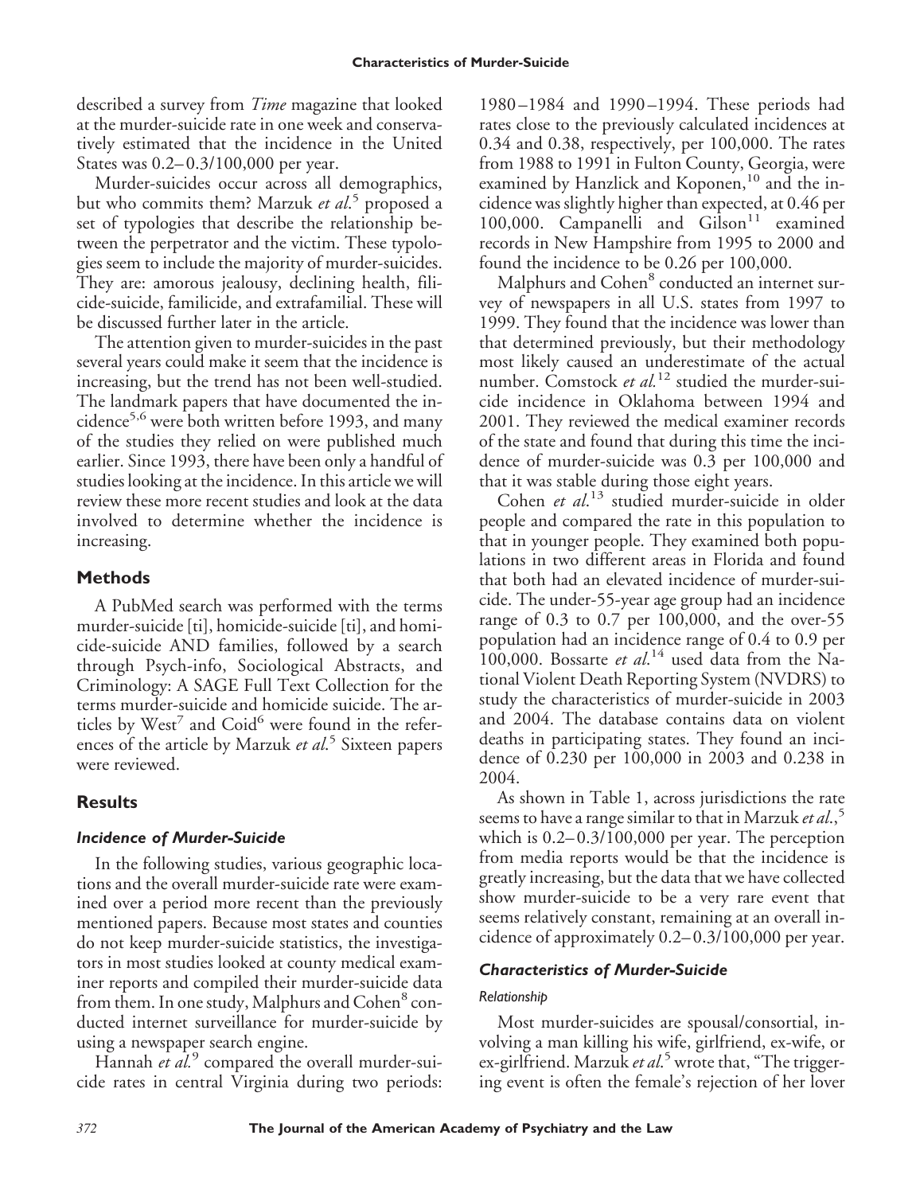described a survey from *Time* magazine that looked at the murder-suicide rate in one week and conservatively estimated that the incidence in the United States was 0.2–0.3/100,000 per year.

Murder-suicides occur across all demographics, but who commits them? Marzuk *et al.*[5] proposed a set of typologies that describe the relationship between the perpetrator and the victim. These typologies seem to include the majority of murder-suicides. They are: amorous jealousy, declining health, filicide-suicide, familicide, and extrafamilial. These will be discussed further later in the article.

The attention given to murder-suicides in the past several years could make it seem that the incidence is increasing, but the trend has not been well-studied. The landmark papers that have documented the incidence[5,6] were both written before 1993, and many of the studies they relied on were published much earlier. Since 1993, there have been only a handful of studies looking at the incidence. In this article we will review these more recent studies and look at the data involved to determine whether the incidence is increasing.

## Methods

A PubMed search was performed with the terms murder-suicide [ti], homicide-suicide [ti], and homicide-suicide AND families, followed by a search through Psych-info, Sociological Abstracts, and Criminology: A SAGE Full Text Collection for the terms murder-suicide and homicide suicide. The articles by West[7] and Coid[6] were found in the references of the article by Marzuk *et al.*[5] Sixteen papers were reviewed.

## Results

### *Incidence of Murder-Suicide*

In the following studies, various geographic locations and the overall murder-suicide rate were examined over a period more recent than the previously mentioned papers. Because most states and counties do not keep murder-suicide statistics, the investigators in most studies looked at county medical examiner reports and compiled their murder-suicide data from them. In one study, Malphurs and Cohen[8] conducted internet surveillance for murder-suicide by using a newspaper search engine.

Hannah *et al.*[9] compared the overall murder-suicide rates in central Virginia during two periods: 1980–1984 and 1990–1994. These periods had rates close to the previously calculated incidences at 0.34 and 0.38, respectively, per 100,000. The rates from 1988 to 1991 in Fulton County, Georgia, were examined by Hanzlick and Koponen,[10] and the incidence was slightly higher than expected, at 0.46 per 100,000. Campanelli and Gilson[11] examined records in New Hampshire from 1995 to 2000 and found the incidence to be 0.26 per 100,000.

Malphurs and Cohen[8] conducted an internet survey of newspapers in all U.S. states from 1997 to 1999. They found that the incidence was lower than that determined previously, but their methodology most likely caused an underestimate of the actual number. Comstock *et al.*[12] studied the murder-suicide incidence in Oklahoma between 1994 and 2001. They reviewed the medical examiner records of the state and found that during this time the incidence of murder-suicide was 0.3 per 100,000 and that it was stable during those eight years.

Cohen *et al.*[13] studied murder-suicide in older people and compared the rate in this population to that in younger people. They examined both populations in two different areas in Florida and found that both had an elevated incidence of murder-suicide. The under-55-year age group had an incidence range of 0.3 to 0.7 per 100,000, and the over-55 population had an incidence range of 0.4 to 0.9 per 100,000. Bossarte *et al.*[14] used data from the National Violent Death Reporting System (NVDRS) to study the characteristics of murder-suicide in 2003 and 2004. The database contains data on violent deaths in participating states. They found an incidence of 0.230 per 100,000 in 2003 and 0.238 in 2004.

As shown in Table 1, across jurisdictions the rate seems to have a range similar to that in Marzuk *et al.*,[5] which is 0.2–0.3/100,000 per year. The perception from media reports would be that the incidence is greatly increasing, but the data that we have collected show murder-suicide to be a very rare event that seems relatively constant, remaining at an overall incidence of approximately 0.2–0.3/100,000 per year.

### *Characteristics of Murder-Suicide*

#### *Relationship*

Most murder-suicides are spousal/consortial, involving a man killing his wife, girlfriend, ex-wife, or ex-girlfriend. Marzuk *et al.*[5] wrote that, "The triggering event is often the female's rejection of her lover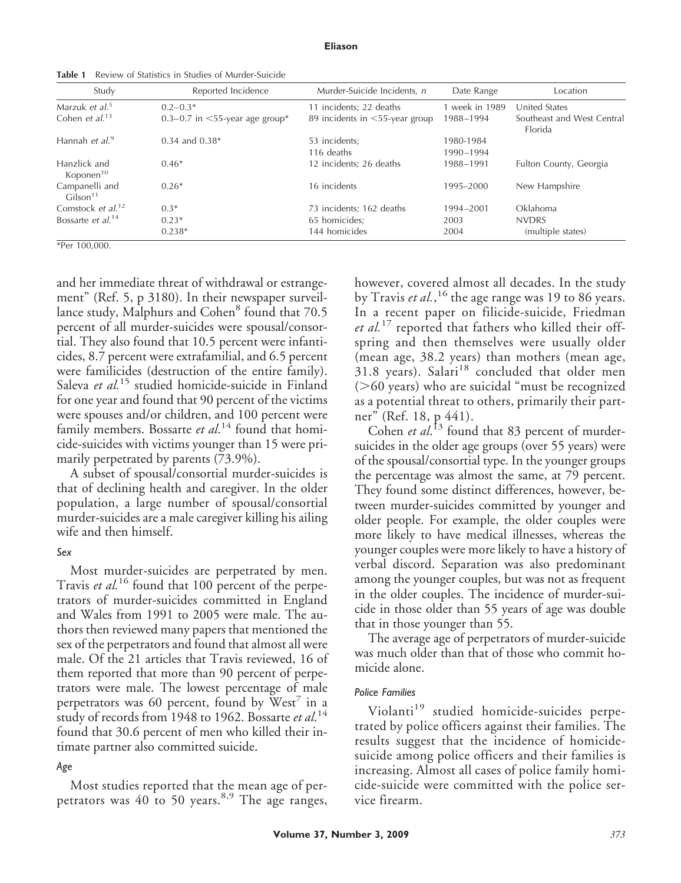**Table 1** Review of Statistics in Studies of Murder-Suicide

| Study | Reported Incidence | Murder-Suicide Incidents, *n* | Date Range | Location |
|---|---|---|---|---|
| Marzuk *et al.*[5] | 0.2–0.3* | 11 incidents; 22 deaths | 1 week in 1989 | United States |
| Cohen *et al.*[13] | 0.3–0.7 in <55-year age group* | 89 incidents in <55-year group | 1988–1994 | Southeast and West Central Florida |
| Hannah *et al.*[9] | 0.34 and 0.38* | 53 incidents; 116 deaths | 1980-1984 1990–1994 | |
| Hanzlick and Koponen[10] | 0.46* | 12 incidents; 26 deaths | 1988–1991 | Fulton County, Georgia |
| Campanelli and Gilson[11] | 0.26* | 16 incidents | 1995–2000 | New Hampshire |
| Comstock *et al.*[12] | 0.3* | 73 incidents; 162 deaths | 1994–2001 | Oklahoma |
| Bossarte *et al.*[14] | 0.23* 0.238* | 65 homicides; 144 homicides | 2003 2004 | NVDRS (multiple states) |

*Per 100,000.

and her immediate threat of withdrawal or estrangement" (Ref. 5, p 3180). In their newspaper surveillance study, Malphurs and Cohen[8] found that 70.5 percent of all murder-suicides were spousal/consortial. They also found that 10.5 percent were infanticides, 8.7 percent were extrafamilial, and 6.5 percent were familicides (destruction of the entire family). Saleva *et al.*[15] studied homicide-suicide in Finland for one year and found that 90 percent of the victims were spouses and/or children, and 100 percent were family members. Bossarte *et al.*[14] found that homicide-suicides with victims younger than 15 were primarily perpetrated by parents (73.9%).

A subset of spousal/consortial murder-suicides is that of declining health and caregiver. In the older population, a large number of spousal/consortial murder-suicides are a male caregiver killing his ailing wife and then himself.

### *Sex*

Most murder-suicides are perpetrated by men. Travis *et al.*[16] found that 100 percent of the perpetrators of murder-suicides committed in England and Wales from 1991 to 2005 were male. The authors then reviewed many papers that mentioned the sex of the perpetrators and found that almost all were male. Of the 21 articles that Travis reviewed, 16 of them reported that more than 90 percent of perpetrators were male. The lowest percentage of male perpetrators was 60 percent, found by West[7] in a study of records from 1948 to 1962. Bossarte *et al.*[14] found that 30.6 percent of men who killed their intimate partner also committed suicide.

### *Age*

Most studies reported that the mean age of perpetrators was 40 to 50 years.[8,9] The age ranges, however, covered almost all decades. In the study by Travis *et al.*,[16] the age range was 19 to 86 years. In a recent paper on filicide-suicide, Friedman *et al.*[17] reported that fathers who killed their offspring and then themselves were usually older (mean age, 38.2 years) than mothers (mean age, 31.8 years). Salari[18] concluded that older men (>60 years) who are suicidal "must be recognized as a potential threat to others, primarily their partner" (Ref. 18, p 441).

Cohen *et al.*[13] found that 83 percent of murder-suicides in the older age groups (over 55 years) were of the spousal/consortial type. In the younger groups the percentage was almost the same, at 79 percent. They found some distinct differences, however, between murder-suicides committed by younger and older people. For example, the older couples were more likely to have medical illnesses, whereas the younger couples were more likely to have a history of verbal discord. Separation was also predominant among the younger couples, but was not as frequent in the older couples. The incidence of murder-suicide in those older than 55 years of age was double that in those younger than 55.

The average age of perpetrators of murder-suicide was much older than that of those who commit homicide alone.

### *Police Families*

Violanti[19] studied homicide-suicides perpetrated by police officers against their families. The results suggest that the incidence of homicide-suicide among police officers and their families is increasing. Almost all cases of police family homicide-suicide were committed with the police service firearm.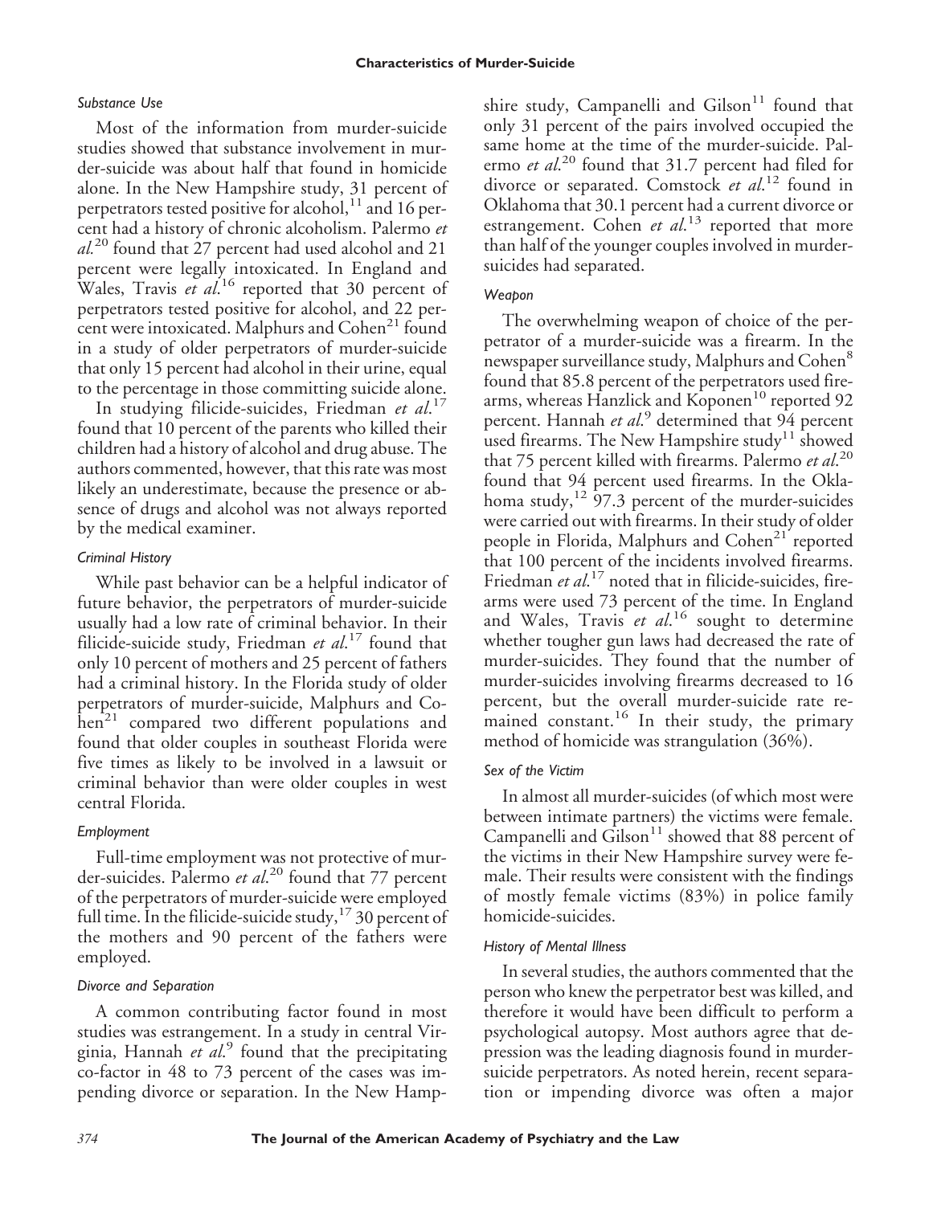### *Substance Use*

Most of the information from murder-suicide studies showed that substance involvement in murder-suicide was about half that found in homicide alone. In the New Hampshire study, 31 percent of perpetrators tested positive for alcohol,[11] and 16 percent had a history of chronic alcoholism. Palermo *et al.*[20] found that 27 percent had used alcohol and 21 percent were legally intoxicated. In England and Wales, Travis *et al.*[16] reported that 30 percent of perpetrators tested positive for alcohol, and 22 percent were intoxicated. Malphurs and Cohen[21] found in a study of older perpetrators of murder-suicide that only 15 percent had alcohol in their urine, equal to the percentage in those committing suicide alone.

In studying filicide-suicides, Friedman *et al.*[17] found that 10 percent of the parents who killed their children had a history of alcohol and drug abuse. The authors commented, however, that this rate was most likely an underestimate, because the presence or absence of drugs and alcohol was not always reported by the medical examiner.

### *Criminal History*

While past behavior can be a helpful indicator of future behavior, the perpetrators of murder-suicide usually had a low rate of criminal behavior. In their filicide-suicide study, Friedman *et al.*[17] found that only 10 percent of mothers and 25 percent of fathers had a criminal history. In the Florida study of older perpetrators of murder-suicide, Malphurs and Cohen[21] compared two different populations and found that older couples in southeast Florida were five times as likely to be involved in a lawsuit or criminal behavior than were older couples in west central Florida.

### *Employment*

Full-time employment was not protective of murder-suicides. Palermo *et al.*[20] found that 77 percent of the perpetrators of murder-suicide were employed full time. In the filicide-suicide study,[17] 30 percent of the mothers and 90 percent of the fathers were employed.

### *Divorce and Separation*

A common contributing factor found in most studies was estrangement. In a study in central Virginia, Hannah *et al.*[9] found that the precipitating co-factor in 48 to 73 percent of the cases was impending divorce or separation. In the New Hampshire study, Campanelli and Gilson[11] found that only 31 percent of the pairs involved occupied the same home at the time of the murder-suicide. Palermo *et al.*[20] found that 31.7 percent had filed for divorce or separated. Comstock *et al.*[12] found in Oklahoma that 30.1 percent had a current divorce or estrangement. Cohen *et al.*[13] reported that more than half of the younger couples involved in murder-suicides had separated.

### *Weapon*

The overwhelming weapon of choice of the perpetrator of a murder-suicide was a firearm. In the newspaper surveillance study, Malphurs and Cohen[8] found that 85.8 percent of the perpetrators used firearms, whereas Hanzlick and Koponen[10] reported 92 percent. Hannah *et al.*[9] determined that 94 percent used firearms. The New Hampshire study[11] showed that 75 percent killed with firearms. Palermo *et al.*[20] found that 94 percent used firearms. In the Oklahoma study,[12] 97.3 percent of the murder-suicides were carried out with firearms. In their study of older people in Florida, Malphurs and Cohen[21] reported that 100 percent of the incidents involved firearms. Friedman *et al.*[17] noted that in filicide-suicides, firearms were used 73 percent of the time. In England and Wales, Travis *et al.*[16] sought to determine whether tougher gun laws had decreased the rate of murder-suicides. They found that the number of murder-suicides involving firearms decreased to 16 percent, but the overall murder-suicide rate remained constant.[16] In their study, the primary method of homicide was strangulation (36%).

### *Sex of the Victim*

In almost all murder-suicides (of which most were between intimate partners) the victims were female. Campanelli and Gilson[11] showed that 88 percent of the victims in their New Hampshire survey were female. Their results were consistent with the findings of mostly female victims (83%) in police family homicide-suicides.

### *History of Mental Illness*

In several studies, the authors commented that the person who knew the perpetrator best was killed, and therefore it would have been difficult to perform a psychological autopsy. Most authors agree that depression was the leading diagnosis found in murder-suicide perpetrators. As noted herein, recent separation or impending divorce was often a major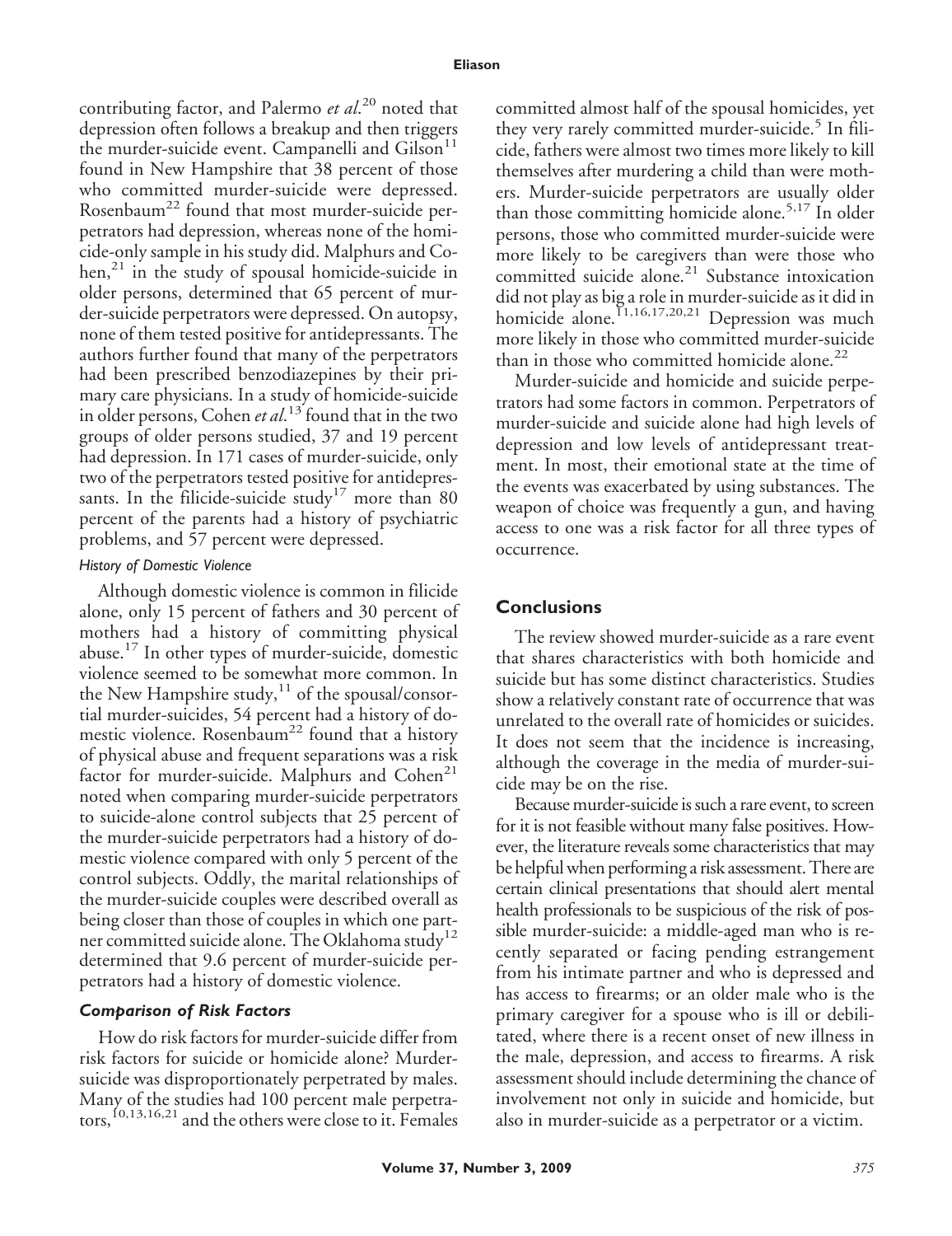contributing factor, and Palermo *et al*.[20] noted that depression often follows a breakup and then triggers the murder-suicide event. Campanelli and Gilson[11] found in New Hampshire that 38 percent of those who committed murder-suicide were depressed. Rosenbaum[22] found that most murder-suicide perpetrators had depression, whereas none of the homicide-only sample in his study did. Malphurs and Cohen,[21] in the study of spousal homicide-suicide in older persons, determined that 65 percent of murder-suicide perpetrators were depressed. On autopsy, none of them tested positive for antidepressants. The authors further found that many of the perpetrators had been prescribed benzodiazepines by their primary care physicians. In a study of homicide-suicide in older persons, Cohen *et al*.[13] found that in the two groups of older persons studied, 37 and 19 percent had depression. In 171 cases of murder-suicide, only two of the perpetrators tested positive for antidepressants. In the filicide-suicide study[17] more than 80 percent of the parents had a history of psychiatric problems, and 57 percent were depressed.

#### *History of Domestic Violence*

Although domestic violence is common in filicide alone, only 15 percent of fathers and 30 percent of mothers had a history of committing physical abuse.[17] In other types of murder-suicide, domestic violence seemed to be somewhat more common. In the New Hampshire study,[11] of the spousal/consortial murder-suicides, 54 percent had a history of domestic violence. Rosenbaum[22] found that a history of physical abuse and frequent separations was a risk factor for murder-suicide. Malphurs and Cohen[21] noted when comparing murder-suicide perpetrators to suicide-alone control subjects that 25 percent of the murder-suicide perpetrators had a history of domestic violence compared with only 5 percent of the control subjects. Oddly, the marital relationships of the murder-suicide couples were described overall as being closer than those of couples in which one partner committed suicide alone. The Oklahoma study[12] determined that 9.6 percent of murder-suicide perpetrators had a history of domestic violence.

### *Comparison of Risk Factors*

How do risk factors for murder-suicide differ from risk factors for suicide or homicide alone? Murder-suicide was disproportionately perpetrated by males. Many of the studies had 100 percent male perpetrators,[10,13,16,21] and the others were close to it. Females committed almost half of the spousal homicides, yet they very rarely committed murder-suicide.[5] In filicide, fathers were almost two times more likely to kill themselves after murdering a child than were mothers. Murder-suicide perpetrators are usually older than those committing homicide alone.[5,17] In older persons, those who committed murder-suicide were more likely to be caregivers than were those who committed suicide alone.[21] Substance intoxication did not play as big a role in murder-suicide as it did in homicide alone.[11,16,17,20,21] Depression was much more likely in those who committed murder-suicide than in those who committed homicide alone.[22]

Murder-suicide and homicide and suicide perpetrators had some factors in common. Perpetrators of murder-suicide and suicide alone had high levels of depression and low levels of antidepressant treatment. In most, their emotional state at the time of the events was exacerbated by using substances. The weapon of choice was frequently a gun, and having access to one was a risk factor for all three types of occurrence.

## Conclusions

The review showed murder-suicide as a rare event that shares characteristics with both homicide and suicide but has some distinct characteristics. Studies show a relatively constant rate of occurrence that was unrelated to the overall rate of homicides or suicides. It does not seem that the incidence is increasing, although the coverage in the media of murder-suicide may be on the rise.

Because murder-suicide is such a rare event, to screen for it is not feasible without many false positives. However, the literature reveals some characteristics that may be helpful when performing a risk assessment. There are certain clinical presentations that should alert mental health professionals to be suspicious of the risk of possible murder-suicide: a middle-aged man who is recently separated or facing pending estrangement from his intimate partner and who is depressed and has access to firearms; or an older male who is the primary caregiver for a spouse who is ill or debilitated, where there is a recent onset of new illness in the male, depression, and access to firearms. A risk assessment should include determining the chance of involvement not only in suicide and homicide, but also in murder-suicide as a perpetrator or a victim.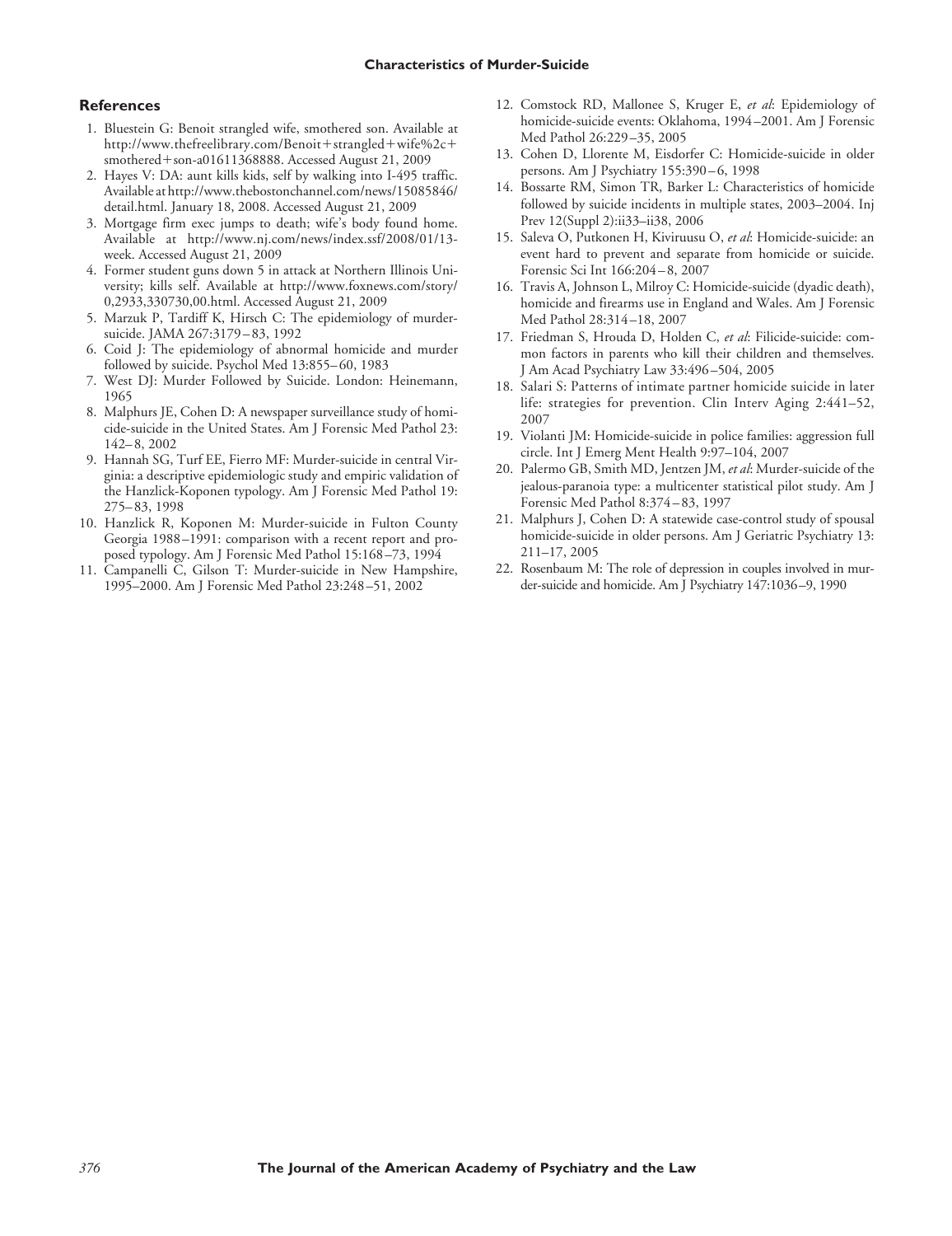## References

1. Bluestein G: Benoit strangled wife, smothered son. Available at http://www.thefreelibrary.com/Benoit+strangled+wife%2c+smothered+son-a01611368888. Accessed August 21, 2009
2. Hayes V: DA: aunt kills kids, self by walking into I-495 traffic. Available at http://www.thebostonchannel.com/news/15085846/detail.html. January 18, 2008. Accessed August 21, 2009
3. Mortgage firm exec jumps to death; wife's body found home. Available at http://www.nj.com/news/index.ssf/2008/01/13-week. Accessed August 21, 2009
4. Former student guns down 5 in attack at Northern Illinois University; kills self. Available at http://www.foxnews.com/story/0,2933,330730,00.html. Accessed August 21, 2009
5. Marzuk P, Tardiff K, Hirsch C: The epidemiology of murder-suicide. JAMA 267:3179–83, 1992
6. Coid J: The epidemiology of abnormal homicide and murder followed by suicide. Psychol Med 13:855–60, 1983
7. West DJ: Murder Followed by Suicide. London: Heinemann, 1965
8. Malphurs JE, Cohen D: A newspaper surveillance study of homicide-suicide in the United States. Am J Forensic Med Pathol 23:142–8, 2002
9. Hannah SG, Turf EE, Fierro MF: Murder-suicide in central Virginia: a descriptive epidemiologic study and empiric validation of the Hanzlick-Koponen typology. Am J Forensic Med Pathol 19:275–83, 1998
10. Hanzlick R, Koponen M: Murder-suicide in Fulton County Georgia 1988–1991: comparison with a recent report and proposed typology. Am J Forensic Med Pathol 15:168–73, 1994
11. Campanelli C, Gilson T: Murder-suicide in New Hampshire, 1995–2000. Am J Forensic Med Pathol 23:248–51, 2002
12. Comstock RD, Mallonee S, Kruger E, *et al*: Epidemiology of homicide-suicide events: Oklahoma, 1994–2001. Am J Forensic Med Pathol 26:229–35, 2005
13. Cohen D, Llorente M, Eisdorfer C: Homicide-suicide in older persons. Am J Psychiatry 155:390–6, 1998
14. Bossarte RM, Simon TR, Barker L: Characteristics of homicide followed by suicide incidents in multiple states, 2003–2004. Inj Prev 12(Suppl 2):ii33–ii38, 2006
15. Saleva O, Putkonen H, Kiviruusu O, *et al*: Homicide-suicide: an event hard to prevent and separate from homicide or suicide. Forensic Sci Int 166:204–8, 2007
16. Travis A, Johnson L, Milroy C: Homicide-suicide (dyadic death), homicide and firearms use in England and Wales. Am J Forensic Med Pathol 28:314–18, 2007
17. Friedman S, Hrouda D, Holden C, *et al*: Filicide-suicide: common factors in parents who kill their children and themselves. J Am Acad Psychiatry Law 33:496–504, 2005
18. Salari S: Patterns of intimate partner homicide suicide in later life: strategies for prevention. Clin Interv Aging 2:441–52, 2007
19. Violanti JM: Homicide-suicide in police families: aggression full circle. Int J Emerg Ment Health 9:97–104, 2007
20. Palermo GB, Smith MD, Jentzen JM, *et al*: Murder-suicide of the jealous-paranoia type: a multicenter statistical pilot study. Am J Forensic Med Pathol 8:374–83, 1997
21. Malphurs J, Cohen D: A statewide case-control study of spousal homicide-suicide in older persons. Am J Geriatric Psychiatry 13:211–17, 2005
22. Rosenbaum M: The role of depression in couples involved in murder-suicide and homicide. Am J Psychiatry 147:1036–9, 1990